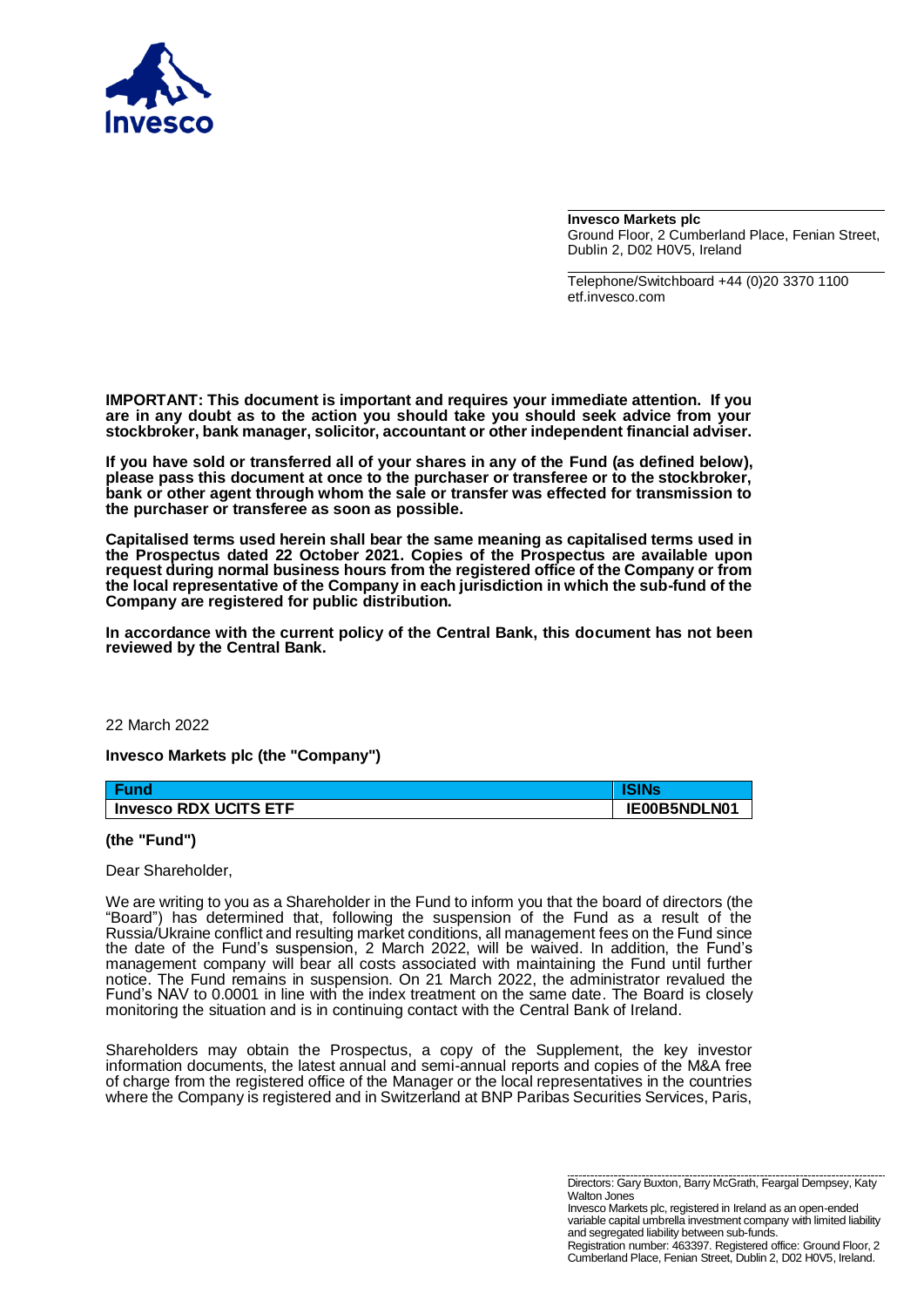**Invesco Markets plc**
Ground Floor, 2 Cumberland Place, Fenian Street, Dublin 2, D02 H0V5, Ireland

Telephone/Switchboard +44 (0)20 3370 1100
etf.invesco.com

**IMPORTANT: This document is important and requires your immediate attention. If you are in any doubt as to the action you should take you should seek advice from your stockbroker, bank manager, solicitor, accountant or other independent financial adviser.**

**If you have sold or transferred all of your shares in any of the Fund (as defined below), please pass this document at once to the purchaser or transferee or to the stockbroker, bank or other agent through whom the sale or transfer was effected for transmission to the purchaser or transferee as soon as possible.**

**Capitalised terms used herein shall bear the same meaning as capitalised terms used in the Prospectus dated 22 October 2021. Copies of the Prospectus are available upon request during normal business hours from the registered office of the Company or from the local representative of the Company in each jurisdiction in which the sub-fund of the Company are registered for public distribution.**

**In accordance with the current policy of the Central Bank, this document has not been reviewed by the Central Bank.**

22 March 2022

**Invesco Markets plc (the "Company")**

| Fund | ISINs |
| --- | --- |
| **Invesco RDX UCITS ETF** | **IE00B5NDLN01** |

**(the "Fund")**

Dear Shareholder,

We are writing to you as a Shareholder in the Fund to inform you that the board of directors (the "Board") has determined that, following the suspension of the Fund as a result of the Russia/Ukraine conflict and resulting market conditions, all management fees on the Fund since the date of the Fund's suspension, 2 March 2022, will be waived. In addition, the Fund's management company will bear all costs associated with maintaining the Fund until further notice. The Fund remains in suspension. On 21 March 2022, the administrator revalued the Fund's NAV to 0.0001 in line with the index treatment on the same date. The Board is closely monitoring the situation and is in continuing contact with the Central Bank of Ireland.

Shareholders may obtain the Prospectus, a copy of the Supplement, the key investor information documents, the latest annual and semi-annual reports and copies of the M&A free of charge from the registered office of the Manager or the local representatives in the countries where the Company is registered and in Switzerland at BNP Paribas Securities Services, Paris,

Directors: Gary Buxton, Barry McGrath, Feargal Dempsey, Katy Walton Jones
Invesco Markets plc, registered in Ireland as an open-ended variable capital umbrella investment company with limited liability and segregated liability between sub-funds.
Registration number: 463397. Registered office: Ground Floor, 2 Cumberland Place, Fenian Street, Dublin 2, D02 H0V5, Ireland.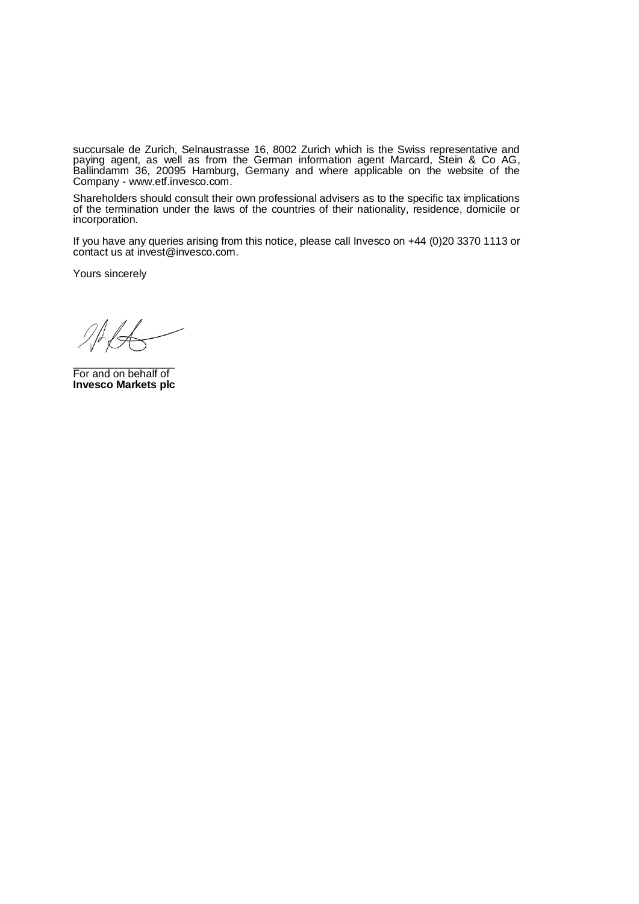succursale de Zurich, Selnaustrasse 16, 8002 Zurich which is the Swiss representative and paying agent, as well as from the German information agent Marcard, Stein & Co AG, Ballindamm 36, 20095 Hamburg, Germany and where applicable on the website of the Company - www.etf.invesco.com.

Shareholders should consult their own professional advisers as to the specific tax implications of the termination under the laws of the countries of their nationality, residence, domicile or incorporation.

If you have any queries arising from this notice, please call Invesco on +44 (0)20 3370 1113 or contact us at invest@invesco.com.

Yours sincerely

_________________
For and on behalf of
**Invesco Markets plc**